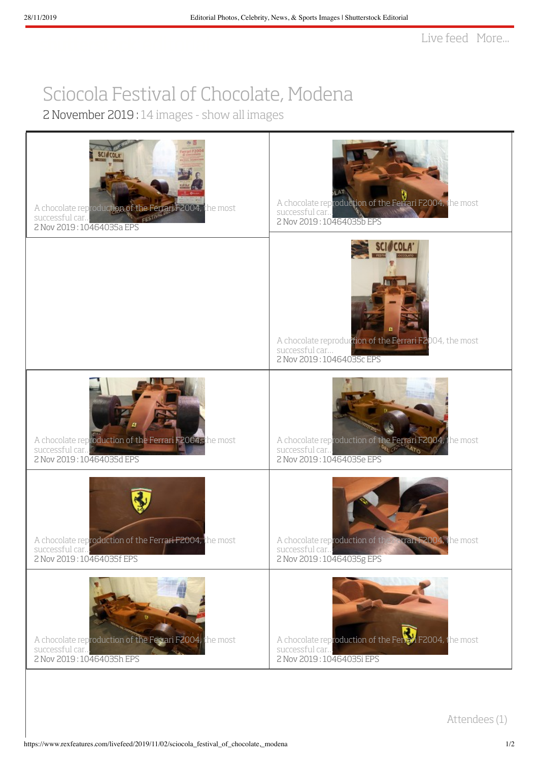Live feed More...

# Sciocola Festival of Chocolate, Modena

2 November 2019 : 14 images - show all images

A chocolate reproduction of the Ferrari F2004, the most successful car...
2 Nov 2019 : 10464035a EPS

A chocolate reproduction of the Ferrari F2004, the most successful car...
2 Nov 2019 : 10464035b EPS

A chocolate reproduction of the Ferrari F2004, the most successful car...
2 Nov 2019 : 10464035c EPS

A chocolate reproduction of the Ferrari F2004, the most successful car...
2 Nov 2019 : 10464035d EPS

A chocolate reproduction of the Ferrari F2004, the most successful car...
2 Nov 2019 : 10464035e EPS

A chocolate reproduction of the Ferrari F2004, the most successful car...
2 Nov 2019 : 10464035f EPS

A chocolate reproduction of the Ferrari F2004, the most successful car...
2 Nov 2019 : 10464035g EPS

A chocolate reproduction of the Ferrari F2004, the most successful car...
2 Nov 2019 : 10464035h EPS

A chocolate reproduction of the Ferrari F2004, the most successful car...
2 Nov 2019 : 10464035i EPS

Attendees (1)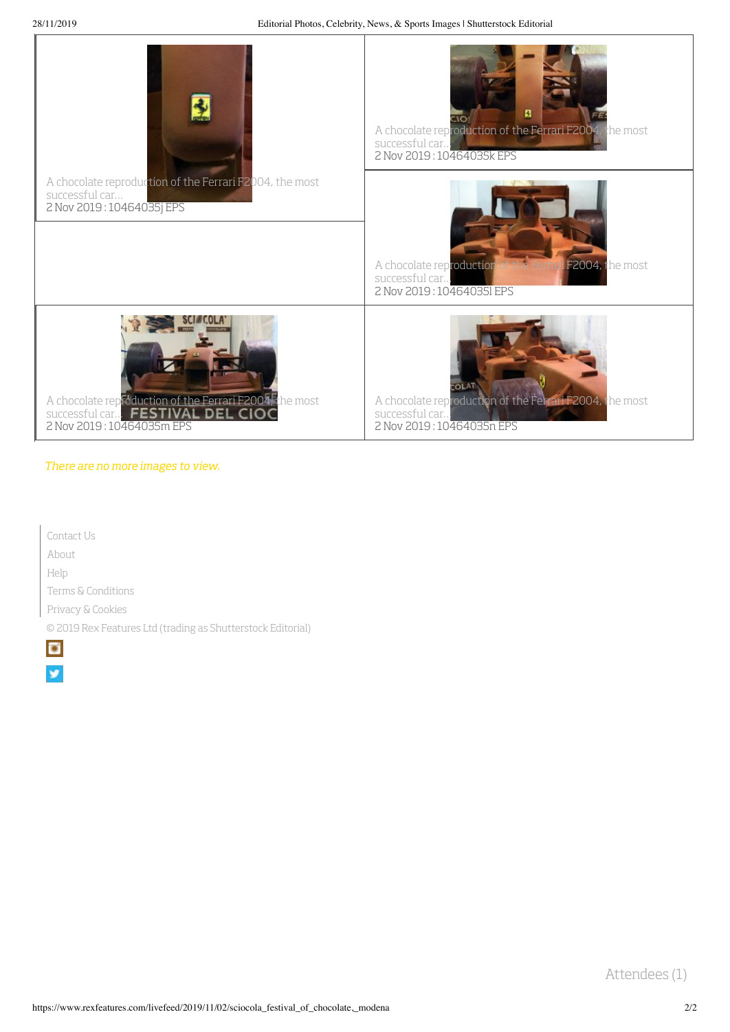A chocolate reproduction of the Ferrari F2004, the most successful car...
2 Nov 2019 : 10464035j EPS

A chocolate reproduction of the Ferrari F2004, the most successful car...
2 Nov 2019 : 10464035k EPS

A chocolate reproduction of the Ferrari F2004, the most successful car...
2 Nov 2019 : 10464035l EPS

A chocolate reproduction of the Ferrari F2004, the most successful car...
2 Nov 2019 : 10464035m EPS

A chocolate reproduction of the Ferrari F2004, the most successful car...
2 Nov 2019 : 10464035n EPS

*There are no more images to view.*

Contact Us
About
Help
Terms & Conditions
Privacy & Cookies

© 2019 Rex Features Ltd (trading as Shutterstock Editorial)

Attendees (1)